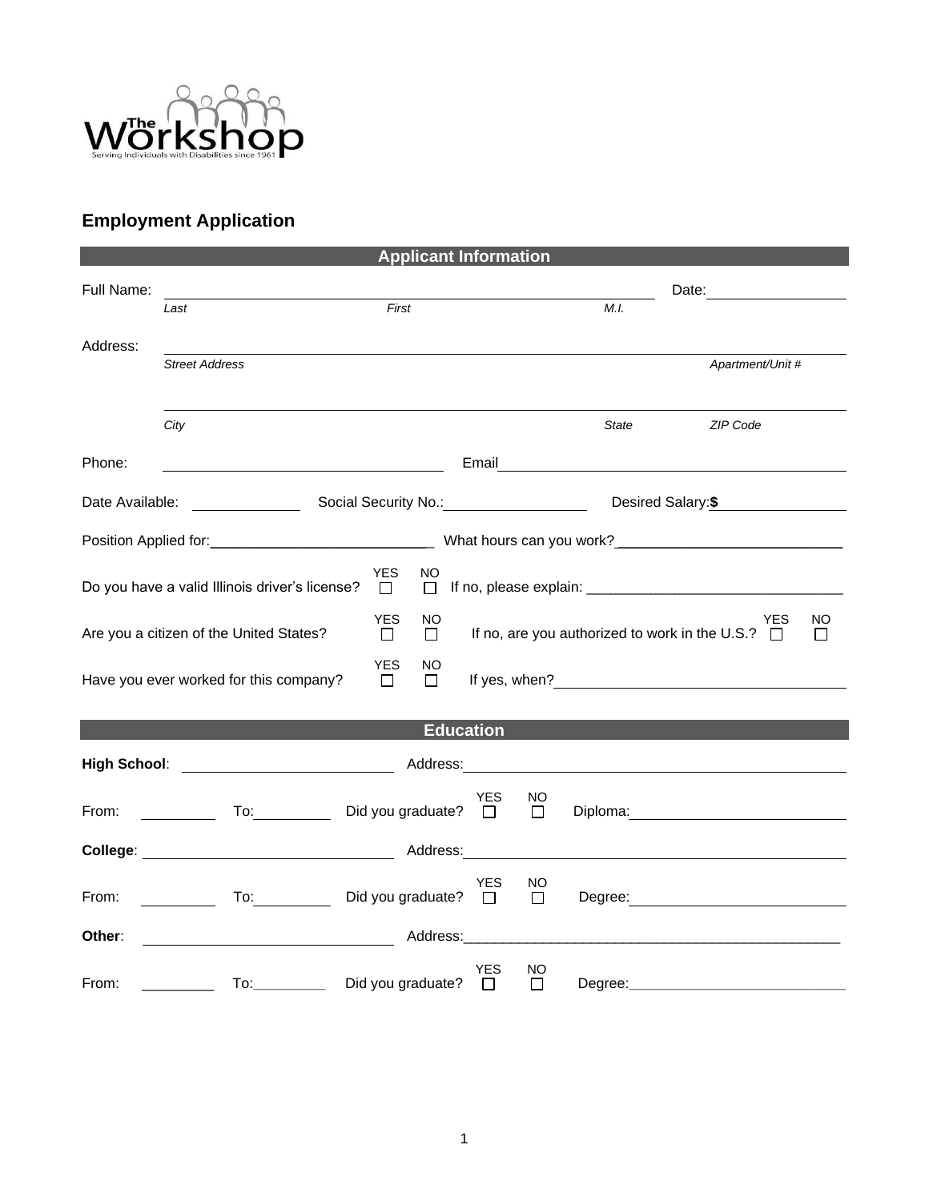The Workshop
Serving Individuals with Disabilities since 1961

## Employment Application

### Applicant Information

Full Name: ______________________________________________ Date: ______________
*Last* *First* *M.I.*

Address: ______________________________________________
*Street Address* *Apartment/Unit #*

______________________________________________
*City* *State* *ZIP Code*

Phone: ______________________ Email ______________________

Date Available: __________ Social Security No.: ______________ Desired Salary: **$** ______________

Position Applied for: ______________________ What hours can you work? ______________________

Do you have a valid Illinois driver's license? YES ☐ NO ☐ If no, please explain: ______________________

Are you a citizen of the United States? YES ☐ NO ☐ If no, are you authorized to work in the U.S.? YES ☐ NO ☐

Have you ever worked for this company? YES ☐ NO ☐ If yes, when? ______________________

### Education

**High School**: ______________________ Address: ______________________

From: ________ To: ________ Did you graduate? YES ☐ NO ☐ Diploma: ______________________

**College**: ______________________ Address: ______________________

From: ________ To: ________ Did you graduate? YES ☐ NO ☐ Degree: ______________________

**Other**: ______________________ Address: ______________________

From: ________ To: ________ Did you graduate? YES ☐ NO ☐ Degree: ______________________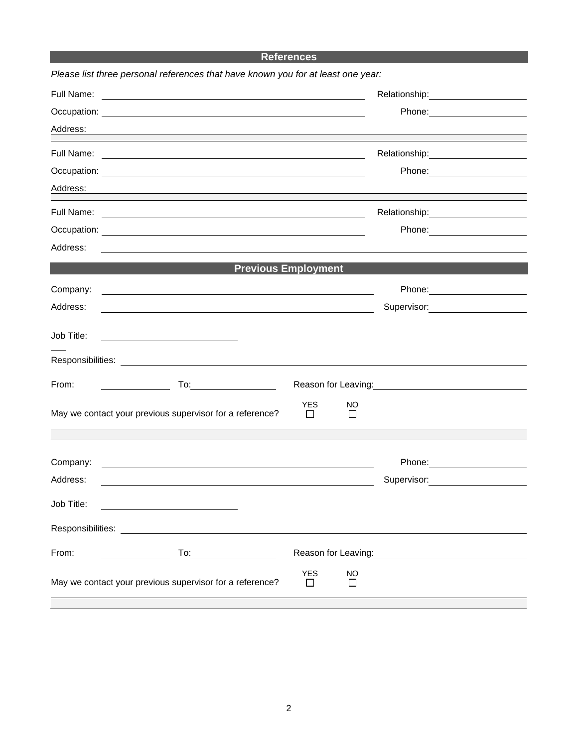## References

*Please list three personal references that have known you for at least one year:*

Full Name: ______________________ Relationship: ______________________

Occupation: ______________________ Phone: ______________________

Address: ______________________

Full Name: ______________________ Relationship: ______________________

Occupation: ______________________ Phone: ______________________

Address: ______________________

Full Name: ______________________ Relationship: ______________________

Occupation: ______________________ Phone: ______________________

Address: ______________________

## Previous Employment

Company: ______________________ Phone: ______________________

Address: ______________________ Supervisor: ______________________

Job Title: ______________________

Responsibilities: ______________________

From: __________ To: __________ Reason for Leaving: ______________________

May we contact your previous supervisor for a reference? YES ☐ NO ☐

Company: ______________________ Phone: ______________________

Address: ______________________ Supervisor: ______________________

Job Title: ______________________

Responsibilities: ______________________

From: __________ To: __________ Reason for Leaving: ______________________

May we contact your previous supervisor for a reference? YES ☐ NO ☐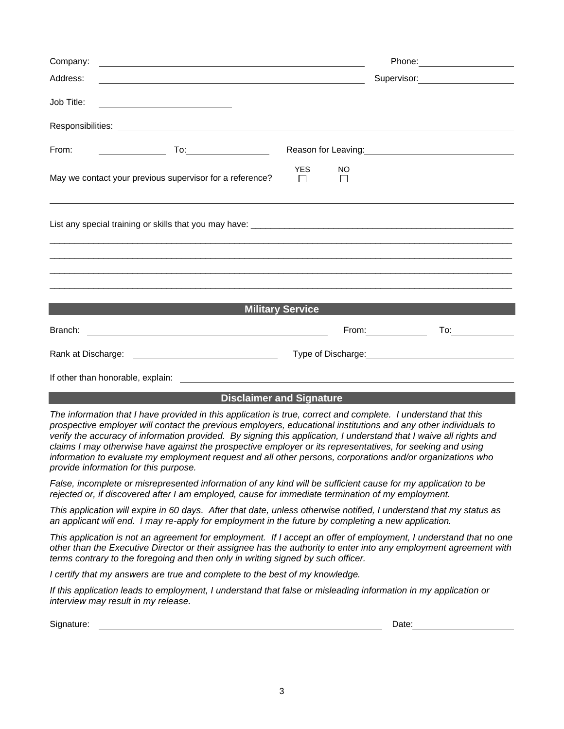Company: ______________________________ Phone: ____________________

Address: ______________________________ Supervisor: ____________________

Job Title: ____________________

Responsibilities: ____________________________________________________________

From: ______________ To: ______________ Reason for Leaving: ____________________

May we contact your previous supervisor for a reference? YES ☐ NO ☐

List any special training or skills that you may have: ____________________________________________________________

____________________________________________________________

____________________________________________________________

____________________________________________________________

____________________________________________________________

## Military Service

Branch: ______________________________ From: ______________ To: ______________

Rank at Discharge: ____________________ Type of Discharge: ____________________

If other than honorable, explain: ____________________________________________________________

## Disclaimer and Signature

*The information that I have provided in this application is true, correct and complete. I understand that this prospective employer will contact the previous employers, educational institutions and any other individuals to verify the accuracy of information provided. By signing this application, I understand that I waive all rights and claims I may otherwise have against the prospective employer or its representatives, for seeking and using information to evaluate my employment request and all other persons, corporations and/or organizations who provide information for this purpose.*

*False, incomplete or misrepresented information of any kind will be sufficient cause for my application to be rejected or, if discovered after I am employed, cause for immediate termination of my employment.*

*This application will expire in 60 days. After that date, unless otherwise notified, I understand that my status as an applicant will end. I may re-apply for employment in the future by completing a new application.*

*This application is not an agreement for employment. If I accept an offer of employment, I understand that no one other than the Executive Director or their assignee has the authority to enter into any employment agreement with terms contrary to the foregoing and then only in writing signed by such officer.*

*I certify that my answers are true and complete to the best of my knowledge.*

*If this application leads to employment, I understand that false or misleading information in my application or interview may result in my release.*

Signature: ______________________________ Date: ____________________